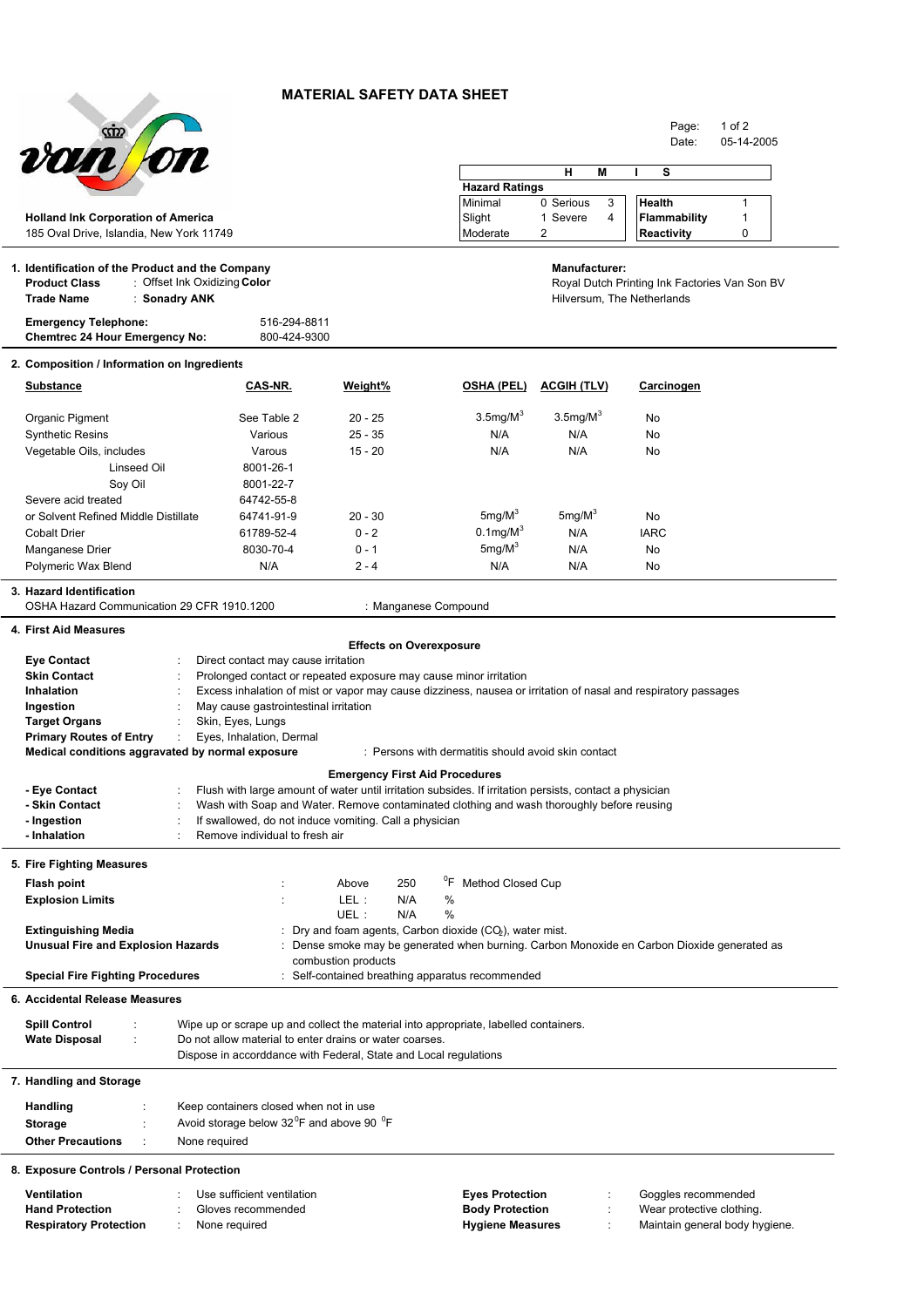# MATERIAL SAFETY DATA SHEET

Date: 05-14-2005

**Holland Ink Corporation of America**
185 Oval Drive, Islandia, New York 11749

| H | M | I | S |
|---|---|---|---|

| **Hazard Ratings** | | | | | |
|---|---|---|---|---|---|
| Minimal | 0 Serious | 3 | | **Health** | 1 |
| Slight | 1 Severe | 4 | | **Flammability** | 1 |
| Moderate | 2 | | | **Reactivity** | 0 |

## 1. Identification of the Product and the Company

**Product Class** : Offset Ink Oxidizing **Color**
**Trade Name** : **Sonadry ANK**

**Manufacturer:**
Royal Dutch Printing Ink Factories Van Son BV
Hilversum, The Netherlands

**Emergency Telephone:** 516-294-8811
**Chemtrec 24 Hour Emergency No:** 800-424-9300

## 2. Composition / Information on Ingredients

| Substance | CAS-NR. | Weight% | OSHA (PEL) | ACGIH (TLV) | Carcinogen |
|---|---|---|---|---|---|
| Organic Pigment | See Table 2 | 20 - 25 | 3.5mg/M$^3$ | 3.5mg/M$^3$ | No |
| Synthetic Resins | Various | 25 - 35 | N/A | N/A | No |
| Vegetable Oils, includes | Varous | 15 - 20 | N/A | N/A | No |
| Linseed Oil | 8001-26-1 | | | | |
| Soy Oil | 8001-22-7 | | | | |
| Severe acid treated | 64742-55-8 | | | | |
| or Solvent Refined Middle Distillate | 64741-91-9 | 20 - 30 | 5mg/M$^3$ | 5mg/M$^3$ | No |
| Cobalt Drier | 61789-52-4 | 0 - 2 | 0.1mg/M$^3$ | N/A | IARC |
| Manganese Drier | 8030-70-4 | 0 - 1 | 5mg/M$^3$ | N/A | No |
| Polymeric Wax Blend | N/A | 2 - 4 | N/A | N/A | No |

## 3. Hazard Identification

OSHA Hazard Communication 29 CFR 1910.1200 : Manganese Compound

## 4. First Aid Measures

**Effects on Overexposure**

**Eye Contact** : Direct contact may cause irritation
**Skin Contact** : Prolonged contact or repeated exposure may cause minor irritation
**Inhalation** : Excess inhalation of mist or vapor may cause dizziness, nausea or irritation of nasal and respiratory passages
**Ingestion** : May cause gastrointestinal irritation
**Target Organs** : Skin, Eyes, Lungs
**Primary Routes of Entry** : Eyes, Inhalation, Dermal
**Medical conditions aggravated by normal exposure** : Persons with dermatitis should avoid skin contact

**Emergency First Aid Procedures**

**- Eye Contact** : Flush with large amount of water until irritation subsides. If irritation persists, contact a physician
**- Skin Contact** : Wash with Soap and Water. Remove contaminated clothing and wash thoroughly before reusing
**- Ingestion** : If swallowed, do not induce vomiting. Call a physician
**- Inhalation** : Remove individual to fresh air

## 5. Fire Fighting Measures

**Flash point** : Above 250 $^0$F Method Closed Cup
**Explosion Limits** : LEL : N/A % ; UEL : N/A %

**Extinguishing Media** : Dry and foam agents, Carbon dioxide ($CO_2$), water mist.
**Unusual Fire and Explosion Hazards** : Dense smoke may be generated when burning. Carbon Monoxide en Carbon Dioxide generated as combustion products
**Special Fire Fighting Procedures** : Self-contained breathing apparatus recommended

## 6. Accidental Release Measures

**Spill Control** : Wipe up or scrape up and collect the material into appropriate, labelled containers.
**Wate Disposal** : Do not allow material to enter drains or water coarses.
Dispose in accorddance with Federal, State and Local regulations

## 7. Handling and Storage

**Handling** : Keep containers closed when not in use
**Storage** : Avoid storage below 32$^0$F and above 90 $^0$F
**Other Precautions** : None required

## 8. Exposure Controls / Personal Protection

**Ventilation** : Use sufficient ventilation
**Hand Protection** : Gloves recommended
**Respiratory Protection** : None required
**Eyes Protection** : Goggles recommended
**Body Protection** : Wear protective clothing.
**Hygiene Measures** : Maintain general body hygiene.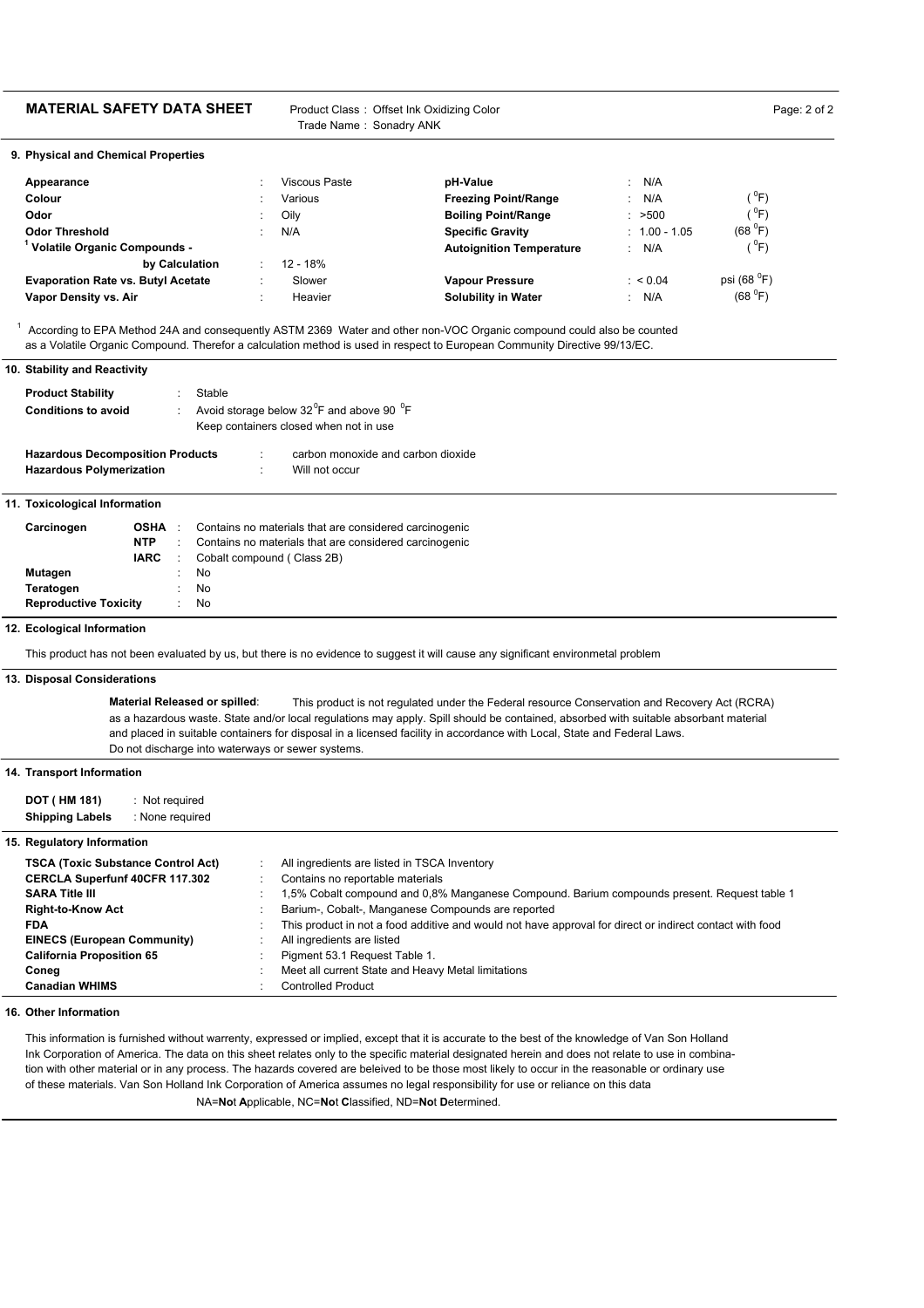## 9. Physical and Chemical Properties

| | | | | |
|---|---|---|---|---|
| **Appearance** | : Viscous Paste | **pH-Value** | : N/A | |
| **Colour** | : Various | **Freezing Point/Range** | : N/A | ( $^0$F) |
| **Odor** | : Oily | **Boiling Point/Range** | : >500 | ( $^0$F) |
| **Odor Threshold** | : N/A | **Specific Gravity** | : 1.00 - 1.05 | (68 $^0$F) |
| [1] **Volatile Organic Compounds - by Calculation** | : 12 - 18% | **Autoignition Temperature** | : N/A | ( $^0$F) |
| **Evaporation Rate vs. Butyl Acetate** | : Slower | **Vapour Pressure** | : < 0.04 | psi (68 $^0$F) |
| **Vapor Density vs. Air** | : Heavier | **Solubility in Water** | : N/A | (68 $^0$F) |

[1] According to EPA Method 24A and consequently ASTM 2369 Water and other non-VOC Organic compound could also be counted as a Volatile Organic Compound. Therefor a calculation method is used in respect to European Community Directive 99/13/EC.

## 10. Stability and Reactivity

**Product Stability** : Stable

**Conditions to avoid** : Avoid storage below 32 $^0$F and above 90 $^0$F
Keep containers closed when not in use

**Hazardous Decomposition Products** : carbon monoxide and carbon dioxide

**Hazardous Polymerization** : Will not occur

## 11. Toxicological Information

**Carcinogen**
- **OSHA** : Contains no materials that are considered carcinogenic
- **NTP** : Contains no materials that are considered carcinogenic
- **IARC** : Cobalt compound ( Class 2B)

**Mutagen** : No

**Teratogen** : No

**Reproductive Toxicity** : No

## 12. Ecological Information

This product has not been evaluated by us, but there is no evidence to suggest it will cause any significant environmetal problem

## 13. Disposal Considerations

**Material Released or spilled**: This product is not regulated under the Federal resource Conservation and Recovery Act (RCRA) as a hazardous waste. State and/or local regulations may apply. Spill should be contained, absorbed with suitable absorbant material and placed in suitable containers for disposal in a licensed facility in accordance with Local, State and Federal Laws. Do not discharge into waterways or sewer systems.

## 14. Transport Information

**DOT ( HM 181)** : Not required

**Shipping Labels** : None required

## 15. Regulatory Information

| | |
|---|---|
| **TSCA (Toxic Substance Control Act)** | : All ingredients are listed in TSCA Inventory |
| **CERCLA Superfunf 40CFR 117.302** | : Contains no reportable materials |
| **SARA Title III** | : 1,5% Cobalt compound and 0,8% Manganese Compound. Barium compounds present. Request table 1 |
| **Right-to-Know Act** | : Barium-, Cobalt-, Manganese Compounds are reported |
| **FDA** | : This product in not a food additive and would not have approval for direct or indirect contact with food |
| **EINECS (European Community)** | : All ingredients are listed |
| **California Proposition 65** | : Pigment 53.1 Request Table 1. |
| **Coneg** | : Meet all current State and Heavy Metal limitations |
| **Canadian WHIMS** | : Controlled Product |

## 16. Other Information

This information is furnished without warrenty, expressed or implied, except that it is accurate to the best of the knowledge of Van Son Holland Ink Corporation of America. The data on this sheet relates only to the specific material designated herein and does not relate to use in combination with other material or in any process. The hazards covered are beleived to be those most likely to occur in the reasonable or ordinary use of these materials. Van Son Holland Ink Corporation of America assumes no legal responsibility for use or reliance on this data

NA=**No**t **A**pplicable, NC=**No**t **C**lassified, ND=**No**t **D**etermined.